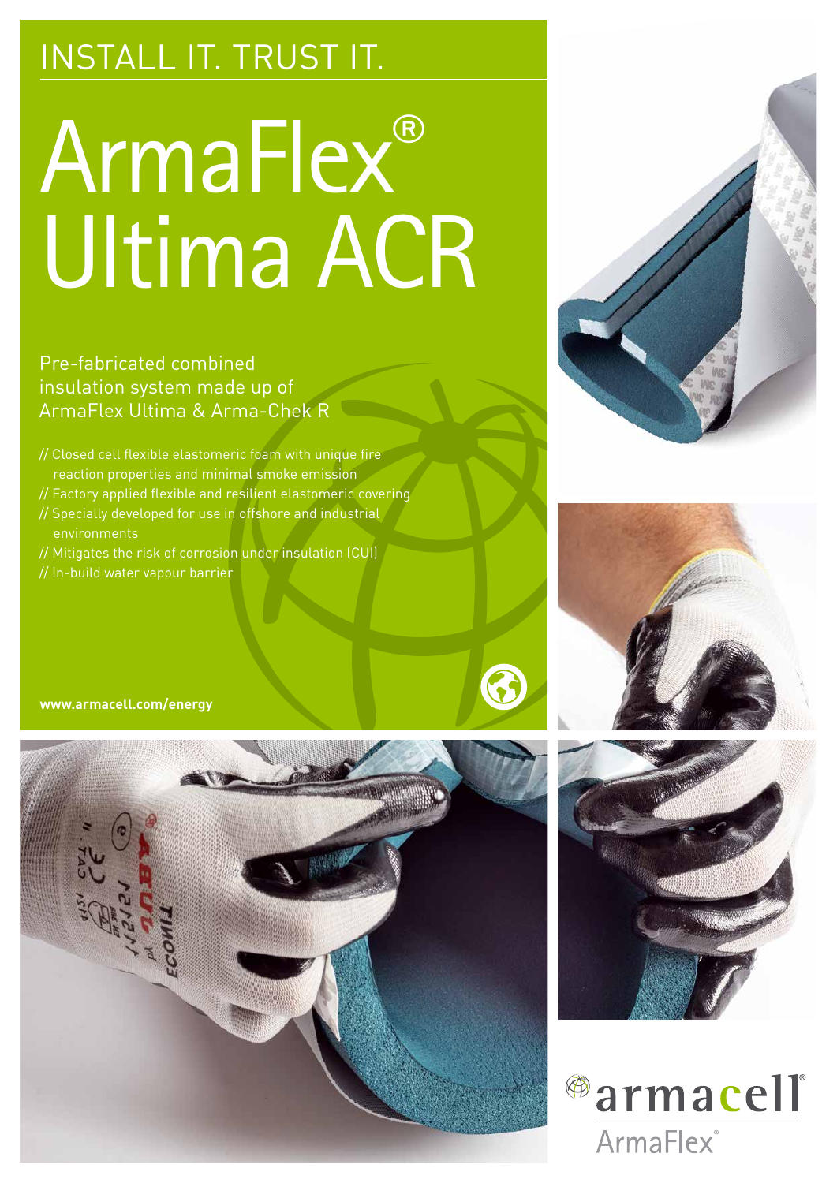INSTALL IT. TRUST IT.

# ArmaFlex® Ultima ACR

Pre-fabricated combined insulation system made up of ArmaFlex Ultima & Arma-Chek R

// Closed cell flexible elastomeric foam with unique fire reaction properties and minimal smoke emission
// Factory applied flexible and resilient elastomeric covering
// Specially developed for use in offshore and industrial environments
// Mitigates the risk of corrosion under insulation (CUI)
// In-build water vapour barrier

**www.armacell.com/energy**

armacell®
ArmaFlex®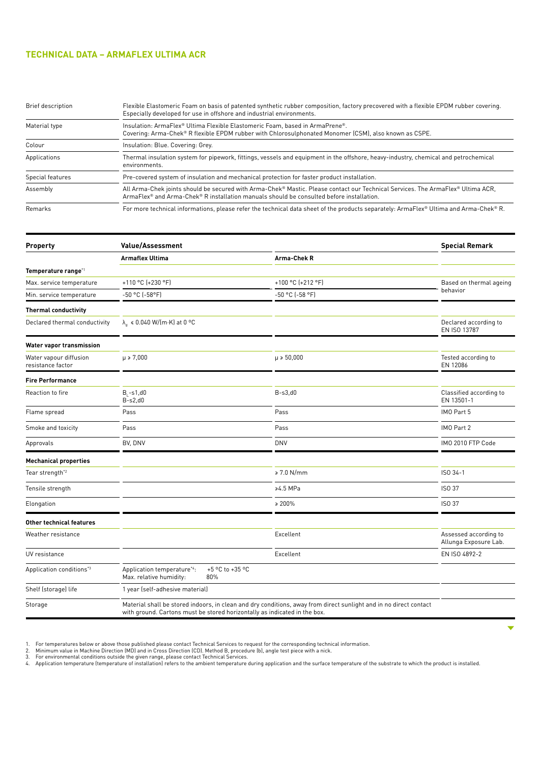## TECHNICAL DATA – ARMAFLEX ULTIMA ACR

| | |
|---|---|
| Brief description | Flexible Elastomeric Foam on basis of patented synthetic rubber composition, factory precovered with a flexible EPDM rubber covering. Especially developed for use in offshore and industrial environments. |
| Material type | Insulation: ArmaFlex® Ultima Flexible Elastomeric Foam, based in ArmaPrene®. Covering: Arma-Chek® R flexible EPDM rubber with Chlorosulphonated Monomer (CSM), also known as CSPE. |
| Colour | Insulation: Blue. Covering: Grey. |
| Applications | Thermal insulation system for pipework, fittings, vessels and equipment in the offshore, heavy-industry, chemical and petrochemical environments. |
| Special features | Pre-covered system of insulation and mechanical protection for faster product installation. |
| Assembly | All Arma-Chek joints should be secured with Arma-Chek® Mastic. Please contact our Technical Services. The ArmaFlex® Ultima ACR, ArmaFlex® and Arma-Chek® R installation manuals should be consulted before installation. |
| Remarks | For more technical informations, please refer the technical data sheet of the products separately: ArmaFlex® Ultima and Arma-Chek® R. |

| Property | Value/Assessment | | Special Remark |
|---|---|---|---|
| | **Armaflex Ultima** | **Arma-Chek R** | |
| **Temperature range**[1] | | | |
| Max. service temperature | +110 °C (+230 °F) | +100 °C (+212 °F) | Based on thermal ageing behavior |
| Min. service temperature | -50 °C (-58°F) | -50 °C (-58 °F) | |
| **Thermal conductivity** | | | |
| Declared thermal conductivity | $\lambda_d$ ≤ 0.040 W/(m·K) at 0 °C | | Declared according to EN ISO 13787 |
| **Water vapor transmission** | | | |
| Water vapour diffusion resistance factor | μ ≥ 7,000 | μ ≥ 50,000 | Tested according to EN 12086 |
| **Fire Performance** | | | |
| Reaction to fire | $B_L$-s1,d0<br>B-s2,d0 | B-s3,d0 | Classified according to EN 13501-1 |
| Flame spread | Pass | Pass | IMO Part 5 |
| Smoke and toxicity | Pass | Pass | IMO Part 2 |
| Approvals | BV, DNV | DNV | IMO 2010 FTP Code |
| **Mechanical properties** | | | |
| Tear strength[2] | | ≥ 7.0 N/mm | ISO 34-1 |
| Tensile strength | | ≥4.5 MPa | ISO 37 |
| Elongation | | ≥ 200% | ISO 37 |
| **Other technical features** | | | |
| Weather resistance | | Excellent | Assessed according to Allunga Exposure Lab. |
| UV resistance | | Excellent | EN ISO 4892-2 |
| Application conditions[3] | Application temperature[4]: +5 °C to +35 °C<br>Max. relative humidity: 80% | | |
| Shelf (storage) life | 1 year (self-adhesive material) | | |
| Storage | Material shall be stored indoors, in clean and dry conditions, away from direct sunlight and in no direct contact with ground. Cartons must be stored horizontally as indicated in the box. | | |

1. For temperatures below or above those published please contact Technical Services to request for the corresponding technical information.
2. Minimum value in Machine Direction (MD) and in Cross Direction (CD). Method B, procedure (b), angle test piece with a nick.
3. For environmental conditions outside the given range, please contact Technical Services.
4. Application temperature (temperature of installation) refers to the ambient temperature during application and the surface temperature of the substrate to which the product is installed.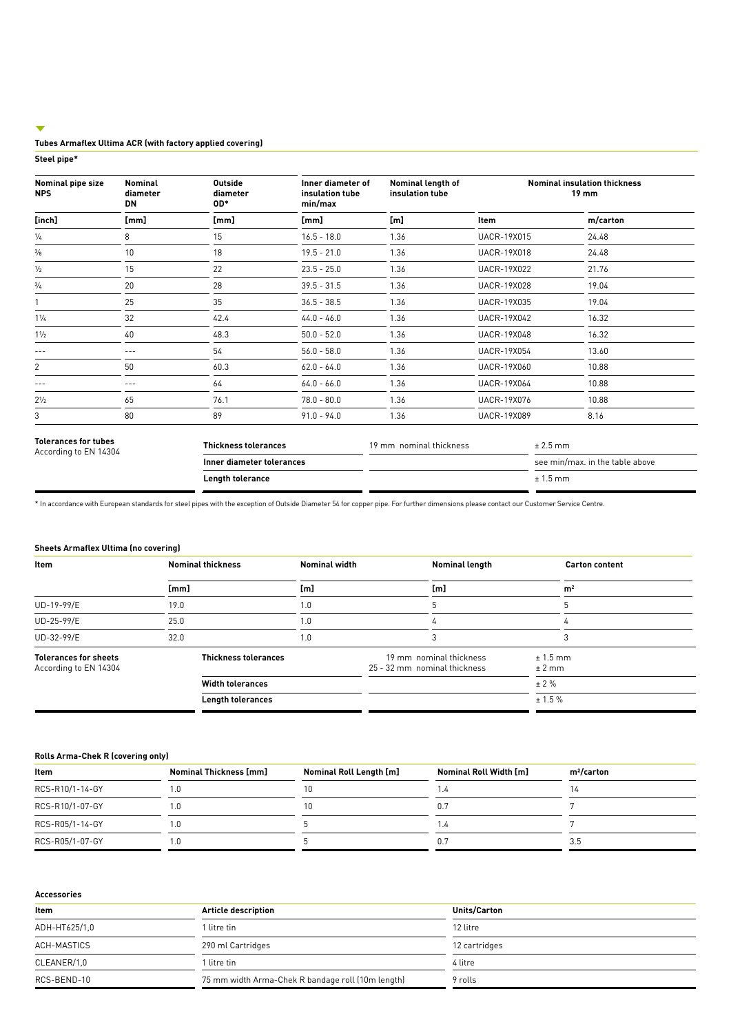### Tubes Armaflex Ultima ACR (with factory applied covering)

**Steel pipe***

| Nominal pipe size NPS | Nominal diameter DN | Outside diameter OD* | Inner diameter of insulation tube min/max | Nominal length of insulation tube | Nominal insulation thickness 19 mm | |
|---|---|---|---|---|---|---|
| [inch] | [mm] | [mm] | [mm] | [m] | Item | m/carton |
| ¼ | 8 | 15 | 16.5 - 18.0 | 1.36 | UACR-19X015 | 24.48 |
| ⅜ | 10 | 18 | 19.5 - 21.0 | 1.36 | UACR-19X018 | 24.48 |
| ½ | 15 | 22 | 23.5 - 25.0 | 1.36 | UACR-19X022 | 21.76 |
| ¾ | 20 | 28 | 39.5 - 31.5 | 1.36 | UACR-19X028 | 19.04 |
| 1 | 25 | 35 | 36.5 - 38.5 | 1.36 | UACR-19X035 | 19.04 |
| 1¼ | 32 | 42.4 | 44.0 - 46.0 | 1.36 | UACR-19X042 | 16.32 |
| 1½ | 40 | 48.3 | 50.0 - 52.0 | 1.36 | UACR-19X048 | 16.32 |
| --- | --- | 54 | 56.0 - 58.0 | 1.36 | UACR-19X054 | 13.60 |
| 2 | 50 | 60.3 | 62.0 - 64.0 | 1.36 | UACR-19X060 | 10.88 |
| --- | --- | 64 | 64.0 - 66.0 | 1.36 | UACR-19X064 | 10.88 |
| 2½ | 65 | 76.1 | 78.0 - 80.0 | 1.36 | UACR-19X076 | 10.88 |
| 3 | 80 | 89 | 91.0 - 94.0 | 1.36 | UACR-19X089 | 8.16 |

| Tolerances for tubes According to EN 14304 | | | |
|---|---|---|---|
| | **Thickness tolerances** | 19 mm nominal thickness | ± 2.5 mm |
| | **Inner diameter tolerances** | | see min/max. in the table above |
| | **Length tolerance** | | ± 1.5 mm |

\* In accordance with European standards for steel pipes with the exception of Outside Diameter 54 for copper pipe. For further dimensions please contact our Customer Service Centre.

### Sheets Armaflex Ultima (no covering)

| Item | Nominal thickness | Nominal width | Nominal length | Carton content |
|---|---|---|---|---|
| | [mm] | [m] | [m] | m² |
| UD-19-99/E | 19.0 | 1.0 | 5 | 5 |
| UD-25-99/E | 25.0 | 1.0 | 4 | 4 |
| UD-32-99/E | 32.0 | 1.0 | 3 | 3 |

| Tolerances for sheets According to EN 14304 | | | |
|---|---|---|---|
| | **Thickness tolerances** | 19 mm nominal thickness<br>25 - 32 mm nominal thickness | ± 1.5 mm<br>± 2 mm |
| | **Width tolerances** | | ± 2 % |
| | **Length tolerances** | | ± 1.5 % |

### Rolls Arma-Chek R (covering only)

| Item | Nominal Thickness [mm] | Nominal Roll Length [m] | Nominal Roll Width [m] | m²/carton |
|---|---|---|---|---|
| RCS-R10/1-14-GY | 1.0 | 10 | 1.4 | 14 |
| RCS-R10/1-07-GY | 1.0 | 10 | 0.7 | 7 |
| RCS-R05/1-14-GY | 1.0 | 5 | 1.4 | 7 |
| RCS-R05/1-07-GY | 1.0 | 5 | 0.7 | 3.5 |

### Accessories

| Item | Article description | Units/Carton |
|---|---|---|
| ADH-HT625/1,0 | 1 litre tin | 12 litre |
| ACH-MASTICS | 290 ml Cartridges | 12 cartridges |
| CLEANER/1,0 | 1 litre tin | 4 litre |
| RCS-BEND-10 | 75 mm width Arma-Chek R bandage roll (10m length) | 9 rolls |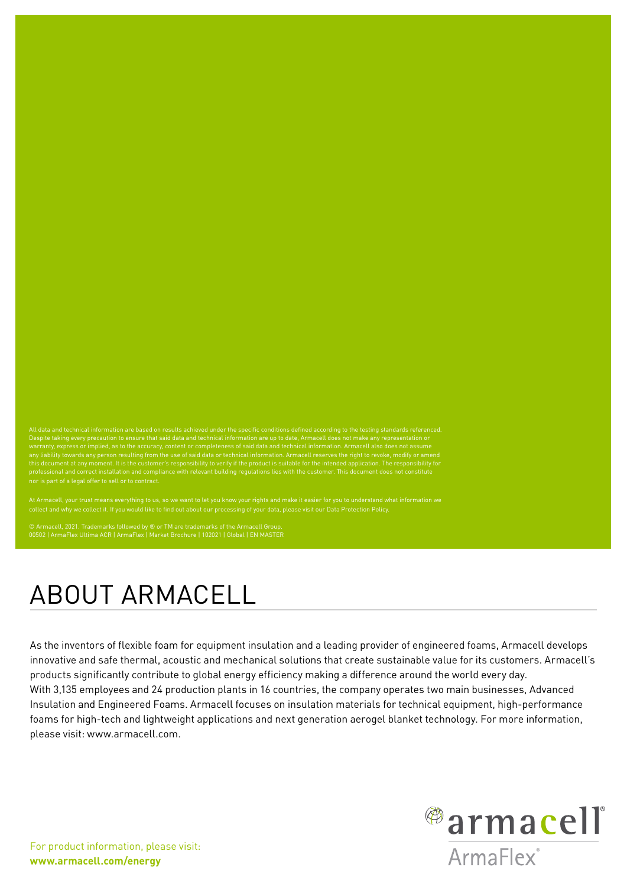All data and technical information are based on results achieved under the specific conditions defined according to the testing standards referenced. Despite taking every precaution to ensure that said data and technical information are up to date, Armacell does not make any representation or warranty, express or implied, as to the accuracy, content or completeness of said data and technical information. Armacell also does not assume any liability towards any person resulting from the use of said data or technical information. Armacell reserves the right to revoke, modify or amend this document at any moment. It is the customer's responsibility to verify if the product is suitable for the intended application. The responsibility for professional and correct installation and compliance with relevant building regulations lies with the customer. This document does not constitute nor is part of a legal offer to sell or to contract.

At Armacell, your trust means everything to us, so we want to let you know your rights and make it easier for you to understand what information we collect and why we collect it. If you would like to find out about our processing of your data, please visit our Data Protection Policy.

© Armacell, 2021. Trademarks followed by ® or TM are trademarks of the Armacell Group.
00502 | ArmaFlex Ultima ACR | ArmaFlex | Market Brochure | 102021 | Global | EN MASTER

# ABOUT ARMACELL

As the inventors of flexible foam for equipment insulation and a leading provider of engineered foams, Armacell develops innovative and safe thermal, acoustic and mechanical solutions that create sustainable value for its customers. Armacell's products significantly contribute to global energy efficiency making a difference around the world every day. With 3,135 employees and 24 production plants in 16 countries, the company operates two main businesses, Advanced Insulation and Engineered Foams. Armacell focuses on insulation materials for technical equipment, high-performance foams for high-tech and lightweight applications and next generation aerogel blanket technology. For more information, please visit: www.armacell.com.

For product information, please visit:
**www.armacell.com/energy**

armacell®
ArmaFlex®